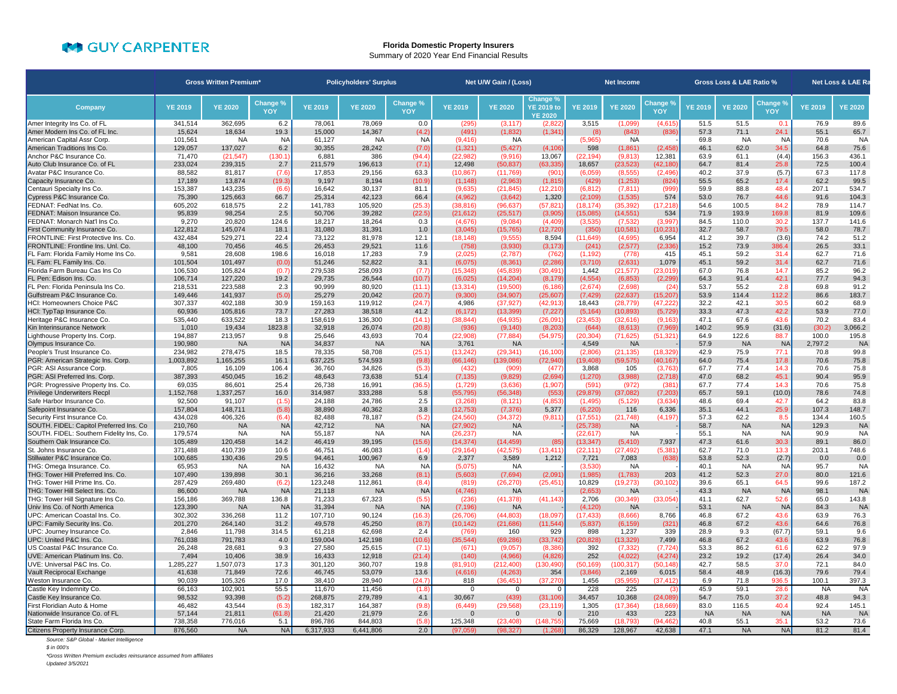GUY CARPENTER

# Florida Domestic Property Insurers

Summary of 2020 Year End Financial Results

| Company | Gross Written Premium* | | | Policyholders' Surplus | | | Net U/W Gain / (Loss) | | | Net Income | | | Gross Loss & LAE Ratio % | | | Net Loss & LAE Ra | |
|---|---|---|---|---|---|---|---|---|---|---|---|---|---|---|---|---|---|
| | YE 2019 | YE 2020 | Change % YOY | YE 2019 | YE 2020 | Change % YOY | YE 2019 | YE 2020 | Change % YE 2019 to YE 2020 | YE 2019 | YE 2020 | Change % YOY | YE 2019 | YE 2020 | Change % YOY | YE 2019 | YE 2020 |
| Amer Integrity Ins Co. of FL | 341,514 | 362,695 | 6.2 | 78,061 | 78,069 | 0.0 | (295) | (3,117) | (2,822) | 3,515 | (1,099) | (4,615) | 51.5 | 51.5 | 0.1 | 76.9 | 89.6 |
| Amer Modern Ins Co. of FL Inc. | 15,624 | 18,634 | 19.3 | 15,000 | 14,367 | (4.2) | (491) | (1,832) | (1,341) | (8) | (843) | (836) | 57.3 | 71.1 | 24.1 | 55.1 | 65.7 |
| American Capital Assr Corp. | 101,561 | NA | NA | 61,127 | NA | NA | (9,416) | NA | - | (5,965) | NA | - | 69.8 | NA | NA | 70.6 | NA |
| American Traditions Ins Co. | 129,057 | 137,027 | 6.2 | 30,355 | 28,242 | (7.0) | (1,321) | (5,427) | (4,106) | 598 | (1,861) | (2,458) | 46.1 | 62.0 | 34.5 | 64.8 | 75.6 |
| Anchor P&C Insurance Co. | 71,470 | (21,547) | (130.1) | 6,881 | 386 | (94.4) | (22,982) | (9,916) | 13,067 | (22,194) | (9,813) | 12,381 | 63.9 | 61.1 | (4.4) | 156.3 | 436.1 |
| Auto Club Insurance Co. of FL | 233,024 | 239,315 | 2.7 | 211,579 | 196,613 | (7.1) | 12,498 | (50,837) | (63,335) | 18,657 | (23,523) | (42,180) | 64.7 | 81.4 | 25.8 | 72.5 | 100.4 |
| Avatar P&C Insurance Co. | 88,582 | 81,817 | (7.6) | 17,853 | 29,156 | 63.3 | (10,867) | (11,769) | (901) | (6,059) | (8,555) | (2,496) | 40.2 | 37.9 | (5.7) | 67.3 | 117.8 |
| Capacity Insurance Co. | 17,189 | 13,874 | (19.3) | 9,197 | 8,194 | (10.9) | (1,148) | (2,963) | (1,815) | (429) | (1,253) | (824) | 55.5 | 65.2 | 17.4 | 62.2 | 99.5 |
| Centauri Specialty Ins Co. | 153,387 | 143,235 | (6.6) | 16,642 | 30,137 | 81.1 | (9,635) | (21,845) | (12,210) | (6,812) | (7,811) | (999) | 59.9 | 88.8 | 48.4 | 207.1 | 534.7 |
| Cypress P&C Insurance Co. | 75,390 | 125,663 | 66.7 | 25,314 | 42,123 | 66.4 | (4,962) | (3,642) | 1,320 | (2,109) | (1,535) | 574 | 53.0 | 76.7 | 44.6 | 91.6 | 104.3 |
| FEDNAT: FedNat Ins. Co. | 605,202 | 618,575 | 2.2 | 141,783 | 105,920 | (25.3) | (38,816) | (96,637) | (57,821) | (18,174) | (35,392) | (17,218) | 54.6 | 100.5 | 84.2 | 78.9 | 114.7 |
| FEDNAT: Maison Insurance Co. | 95,839 | 98,254 | 2.5 | 50,706 | 39,282 | (22.5) | (21,612) | (25,517) | (3,905) | (15,085) | (14,551) | 534 | 71.9 | 193.9 | 169.8 | 81.9 | 109.6 |
| FEDNAT: Monarch Nat'l Ins Co. | 9,270 | 20,820 | 124.6 | 18,217 | 18,264 | 0.3 | (4,676) | (9,084) | (4,409) | (3,535) | (7,532) | (3,997) | 84.5 | 110.0 | 30.2 | 137.7 | 141.6 |
| First Community Insurance Co. | 122,812 | 145,074 | 18.1 | 31,080 | 31,391 | 1.0 | (3,045) | (15,765) | (12,720) | (350) | (10,581) | (10,231) | 32.7 | 58.7 | 79.5 | 58.0 | 78.7 |
| FRONTLINE: First Protective Ins. Co. | 432,484 | 529,271 | 22.4 | 73,122 | 81,978 | 12.1 | (18,148) | (9,555) | 8,594 | (11,649) | (4,695) | 6,954 | 41.2 | 39.7 | (3.6) | 74.2 | 51.2 |
| FRONTLINE: Frontline Ins. Unl. Co. | 48,100 | 70,456 | 46.5 | 26,453 | 29,521 | 11.6 | (758) | (3,930) | (3,173) | (241) | (2,577) | (2,336) | 15.2 | 73.9 | 386.4 | 26.5 | 33.1 |
| FL Fam: Florida Family Home Ins Co. | 9,581 | 28,608 | 198.6 | 16,018 | 17,283 | 7.9 | (2,025) | (2,787) | (762) | (1,192) | (778) | 415 | 45.1 | 59.2 | 31.4 | 62.7 | 71.6 |
| FL Fam: FL Family Ins. Co. | 101,504 | 101,497 | (0.0) | 51,246 | 52,822 | 3.1 | (6,075) | (8,361) | (2,286) | (3,710) | (2,631) | 1,079 | 45.1 | 59.2 | 31.4 | 62.7 | 71.6 |
| Florida Farm Bureau Cas Ins Co | 106,530 | 105,824 | (0.7) | 279,538 | 258,093 | (7.7) | (15,348) | (45,839) | (30,491) | 1,442 | (21,577) | (23,019) | 67.0 | 76.8 | 14.7 | 85.2 | 96.2 |
| FL Pen: Edison Ins. Co. | 106,714 | 127,220 | 19.2 | 29,735 | 26,544 | (10.7) | (6,025) | (14,204) | (8,179) | (4,554) | (6,853) | (2,299) | 64.3 | 91.4 | 42.1 | 77.7 | 94.3 |
| FL Pen: Florida Peninsula Ins Co. | 218,531 | 223,588 | 2.3 | 90,999 | 80,920 | (11.1) | (13,314) | (19,500) | (6,186) | (2,674) | (2,698) | (24) | 53.7 | 55.2 | 2.8 | 69.8 | 91.2 |
| Gulfstream P&C Insurance Co. | 149,446 | 141,937 | (5.0) | 25,279 | 20,042 | (20.7) | (9,300) | (34,907) | (25,607) | (7,429) | (22,637) | (15,207) | 53.9 | 114.4 | 112.2 | 86.6 | 183.7 |
| HCI: Homeowners Choice P&C | 307,337 | 402,188 | 30.9 | 159,163 | 119,912 | (24.7) | 4,986 | (37,927) | (42,913) | 18,443 | (28,779) | (47,222) | 32.2 | 42.1 | 30.5 | 60.2 | 68.9 |
| HCI: TypTap Insurance Co. | 60,936 | 105,816 | 73.7 | 27,283 | 38,518 | 41.2 | (6,172) | (13,399) | (7,227) | (5,164) | (10,893) | (5,729) | 33.3 | 47.3 | 42.2 | 53.9 | 77.0 |
| Heritage P&C Insurance Co. | 535,440 | 633,522 | 18.3 | 158,619 | 136,300 | (14.1) | (38,844) | (64,935) | (26,091) | (23,453) | (32,616) | (9,163) | 47.1 | 67.6 | 43.6 | 70.2 | 83.4 |
| Kin Interinsurance Network | 1,010 | 19,434 | 1823.8 | 32,918 | 26,074 | (20.8) | (936) | (9,140) | (8,203) | (644) | (8,613) | (7,969) | 140.2 | 95.9 | (31.6) | (30.2) | 3,066.2 |
| Lighthouse Property Ins. Corp. | 194,887 | 213,957 | 9.8 | 25,646 | 43,693 | 70.4 | (22,908) | (77,884) | (54,975) | (20,304) | (71,625) | (51,321) | 64.9 | 122.6 | 88.7 | 100.0 | 195.8 |
| Olympus Insurance Co. | 190,980 | NA | NA | 34,837 | NA | NA | 3,761 | NA | - | 4,549 | NA | - | 57.9 | NA | NA | 2,797.2 | NA |
| People's Trust Insurance Co. | 234,982 | 278,475 | 18.5 | 78,335 | 58,708 | (25.1) | (13,242) | (29,341) | (16,100) | (2,806) | (21,135) | (18,329) | 42.9 | 75.9 | 77.1 | 70.8 | 99.8 |
| PGR: American Strategic Ins. Corp. | 1,003,892 | 1,165,255 | 16.1 | 637,225 | 574,593 | (9.8) | (66,146) | (139,086) | (72,940) | (19,408) | (59,575) | (40,167) | 64.0 | 75.4 | 17.8 | 70.6 | 75.8 |
| PGR: ASI Assurance Corp. | 7,805 | 16,109 | 106.4 | 36,760 | 34,826 | (5.3) | (432) | (909) | (477) | 3,868 | 105 | (3,763) | 67.7 | 77.4 | 14.3 | 70.6 | 75.8 |
| PGR: ASI Preferred Ins. Corp. | 387,393 | 450,045 | 16.2 | 48,643 | 73,638 | 51.4 | (7,135) | (9,829) | (2,694) | (1,270) | (3,988) | (2,718) | 47.0 | 68.2 | 45.1 | 90.4 | 95.9 |
| PGR: Progressive Property Ins. Co. | 69,035 | 86,601 | 25.4 | 26,738 | 16,991 | (36.5) | (1,729) | (3,636) | (1,907) | (591) | (972) | (381) | 67.7 | 77.4 | 14.3 | 70.6 | 75.8 |
| Privilege Underwriters Recpl | 1,152,768 | 1,337,257 | 16.0 | 314,987 | 333,288 | 5.8 | (55,795) | (56,348) | (553) | (29,879) | (37,082) | (7,203) | 65.7 | 59.1 | (10.0) | 78.6 | 74.8 |
| Safe Harbor Insurance Co. | 92,500 | 91,107 | (1.5) | 24,188 | 24,786 | 2.5 | (3,268) | (8,121) | (4,853) | (1,495) | (5,129) | (3,634) | 48.6 | 69.4 | 42.7 | 64.2 | 83.8 |
| Safepoint Insurance Co. | 157,804 | 148,711 | (5.8) | 38,890 | 40,362 | 3.8 | (12,753) | (7,376) | 5,377 | (6,220) | 116 | 6,336 | 35.1 | 44.1 | 25.9 | 107.3 | 148.7 |
| Security First Insurance Co. | 434,028 | 406,326 | (6.4) | 82,488 | 78,187 | (5.2) | (24,560) | (34,372) | (9,811) | (17,551) | (21,748) | (4,197) | 57.3 | 62.2 | 8.5 | 134.4 | 160.5 |
| SOUTH. FIDEL: Capitol Preferred Ins. Co | 210,760 | NA | NA | 42,712 | NA | NA | (27,902) | NA | - | (25,738) | NA | - | 58.7 | NA | NA | 129.3 | NA |
| SOUTH. FIDEL: Southern Fidelity Ins, Co. | 179,574 | NA | NA | 55,187 | NA | NA | (26,237) | NA | - | (22,617) | NA | - | 55.1 | NA | NA | 90.9 | NA |
| Southern Oak Insurance Co. | 105,489 | 120,458 | 14.2 | 46,419 | 39,195 | (15.6) | (14,374) | (14,459) | (85) | (13,347) | (5,410) | 7,937 | 47.3 | 61.6 | 30.3 | 89.1 | 86.0 |
| St. Johns Insurance Co. | 371,488 | 410,739 | 10.6 | 46,751 | 46,083 | (1.4) | (29,164) | (42,575) | (13,411) | (22,111) | (27,492) | (5,381) | 62.7 | 71.0 | 13.3 | 203.1 | 748.6 |
| Stillwater P&C Insurance Co. | 100,685 | 130,436 | 29.5 | 94,461 | 100,967 | 6.9 | 2,377 | 3,589 | 1,212 | 7,721 | 7,083 | (638) | 53.8 | 52.3 | (2.7) | 0.0 | 0.0 |
| THG: Omega Insurance. Co. | 65,953 | NA | NA | 16,432 | NA | NA | (5,075) | NA | - | (3,530) | NA | - | 40.1 | NA | NA | 95.7 | NA |
| THG: Tower Hill Preferred Ins. Co. | 107,490 | 139,898 | 30.1 | 36,216 | 33,268 | (8.1) | (5,603) | (7,694) | (2,091) | (1,985) | (1,783) | 203 | 41.2 | 52.3 | 27.0 | 80.0 | 121.6 |
| THG: Tower Hill Prime Ins. Co. | 287,429 | 269,480 | (6.2) | 123,248 | 112,861 | (8.4) | (819) | (26,270) | (25,451) | 10,829 | (19,273) | (30,102) | 39.6 | 65.1 | 64.5 | 99.6 | 187.2 |
| THG: Tower Hill Select Ins. Co. | 86,600 | NA | NA | 21,118 | NA | NA | (4,746) | NA | - | (2,653) | NA | - | 43.3 | NA | NA | 98.1 | NA |
| THG: Tower Hill Signature Ins Co. | 156,186 | 369,788 | 136.8 | 71,233 | 67,323 | (5.5) | (236) | (41,378) | (41,143) | 2,706 | (30,349) | (33,054) | 41.1 | 62.7 | 52.6 | 65.0 | 143.8 |
| Univ Ins Co. of North America | 123,390 | NA | NA | 31,394 | NA | NA | (7,196) | NA | - | (4,120) | NA | - | 53.1 | NA | NA | 84.3 | NA |
| UPC: American Coastal Ins. Co. | 302,302 | 336,268 | 11.2 | 107,710 | 90,124 | (16.3) | (26,706) | (44,803) | (18,097) | (17,433) | (8,666) | 8,766 | 46.8 | 67.2 | 43.6 | 63.9 | 76.3 |
| UPC: Family Security Ins. Co. | 201,270 | 264,140 | 31.2 | 49,578 | 45,250 | (8.7) | (10,142) | (21,686) | (11,544) | (5,837) | (6,159) | (321) | 46.8 | 67.2 | 43.6 | 64.6 | 76.8 |
| UPC: Journey Insurance Co. | 2,846 | 11,798 | 314.5 | 61,218 | 62,698 | 2.4 | (769) | 160 | 929 | 898 | 1,237 | 339 | 28.9 | 9.3 | (67.7) | 59.1 | 9.6 |
| UPC: United P&C Ins. Co. | 761,038 | 791,783 | 4.0 | 159,004 | 142,198 | (10.6) | (35,544) | (69,286) | (33,742) | (20,828) | (13,329) | 7,499 | 46.8 | 67.2 | 43.6 | 63.9 | 76.8 |
| US Coastal P&C Insurance Co. | 26,248 | 28,681 | 9.3 | 27,580 | 25,615 | (7.1) | (671) | (9,057) | (8,386) | 392 | (7,332) | (7,724) | 53.3 | 86.2 | 61.6 | 62.2 | 97.9 |
| UVE: American Platinum Ins. Co. | 7,494 | 10,406 | 38.9 | 16,433 | 12,918 | (21.4) | (140) | (4,966) | (4,826) | 252 | (4,022) | (4,274) | 23.2 | 19.2 | (17.4) | 26.4 | 34.0 |
| UVE: Universal P&C Ins. Co. | 1,285,227 | 1,507,073 | 17.3 | 301,120 | 360,707 | 19.8 | (81,910) | (212,400) | (130,490) | (50,169) | (100,317) | (50,148) | 42.7 | 58.5 | 37.0 | 72.1 | 84.0 |
| Vault Reciprocal Exchange | 41,638 | 71,849 | 72.6 | 46,745 | 53,079 | 13.6 | (4,616) | (4,263) | 354 | (3,846) | 2,169 | 6,015 | 58.4 | 48.9 | (16.3) | 79.6 | 79.4 |
| Weston Insurance Co. | 90,039 | 105,326 | 17.0 | 38,410 | 28,940 | (24.7) | 818 | (36,451) | (37,270) | 1,456 | (35,955) | (37,412) | 6.9 | 71.8 | 936.5 | 100.1 | 397.3 |
| Castle Key Indemnity Co. | 66,163 | 102,901 | 55.5 | 11,670 | 11,456 | (1.8) | 0 | 0 | 0 | 228 | 225 | (3) | 45.9 | 59.1 | 28.6 | NA | NA |
| Castle Key Insurance Co. | 98,532 | 93,398 | (5.2) | 268,875 | 279,789 | 4.1 | 30,667 | (439) | (31,106) | 34,457 | 10,368 | (24,089) | 54.7 | 75.0 | 37.2 | 48.8 | 94.3 |
| First Floridian Auto & Home | 46,482 | 43,544 | (6.3) | 182,317 | 164,387 | (9.8) | (6,449) | (29,568) | (23,119) | 1,305 | (17,364) | (18,669) | 83.0 | 116.5 | 40.4 | 92.4 | 145.1 |
| Nationwide Insurance Co. of FL | 57,144 | 21,811 | (61.8) | 21,420 | 21,979 | 2.6 | 0 | 0 | 0 | 210 | 433 | 223 | NA | NA | NA | NA | NA |
| State Farm Florida Ins Co. | 738,358 | 776,016 | 5.1 | 896,786 | 844,803 | (5.8) | 125,348 | (23,408) | (148,755) | 75,669 | (18,793) | (94,462) | 40.8 | 55.1 | 35.1 | 53.2 | 73.6 |
| Citizens Property Insurance Corp. | 876,560 | NA | NA | 6,317,933 | 6,441,806 | 2.0 | (97,059) | (98,327) | (1,268) | 86,329 | 128,967 | 42,638 | 47.1 | NA | NA | 81.2 | 81.4 |

*Source: S&P Global - Market Intelligence*

*$ in 000's*

*\*Gross Written Premium excludes reinsurance assumed from affiliates*

*Updated 3/5/2021*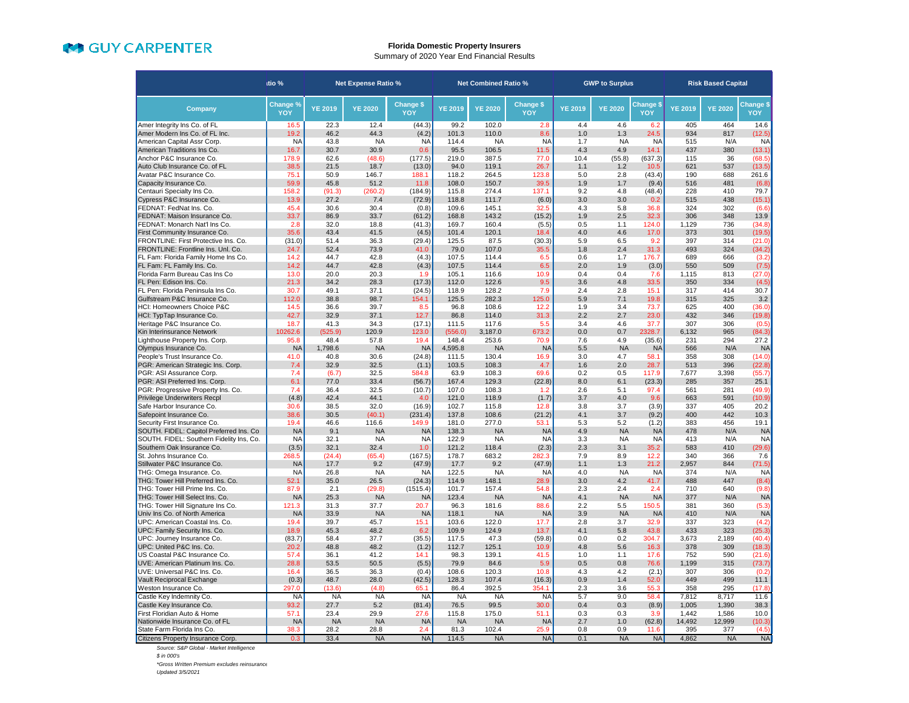**GUY CARPENTER**

**Florida Domestic Property Insurers**
Summary of 2020 Year End Financial Results

| | ıtio % | Net Expense Ratio % | | | Net Combined Ratio % | | | GWP to Surplus | | | Risk Based Capital | | |
|---|---|---|---|---|---|---|---|---|---|---|---|---|---|
| Company | Change % YOY | YE 2019 | YE 2020 | Change $ YOY | YE 2019 | YE 2020 | Change $ YOY | YE 2019 | YE 2020 | Change $ YOY | YE 2019 | YE 2020 | Change $ YOY |
| Amer Integrity Ins Co. of FL | 16.5 | 22.3 | 12.4 | (44.3) | 99.2 | 102.0 | 2.8 | 4.4 | 4.6 | 6.2 | 405 | 464 | 14.6 |
| Amer Modern Ins Co. of FL Inc. | 19.2 | 46.2 | 44.3 | (4.2) | 101.3 | 110.0 | 8.6 | 1.0 | 1.3 | 24.5 | 934 | 817 | (12.5) |
| American Capital Assr Corp. | NA | 43.8 | NA | NA | 114.4 | NA | NA | 1.7 | NA | NA | 515 | N/A | NA |
| American Traditions Ins Co. | 16.7 | 30.7 | 30.9 | 0.6 | 95.5 | 106.5 | 11.5 | 4.3 | 4.9 | 14.1 | 437 | 380 | (13.1) |
| Anchor P&C Insurance Co. | 178.9 | 62.6 | (48.6) | (177.5) | 219.0 | 387.5 | 77.0 | 10.4 | (55.8) | (637.3) | 115 | 36 | (68.5) |
| Auto Club Insurance Co. of FL | 38.5 | 21.5 | 18.7 | (13.0) | 94.0 | 119.1 | 26.7 | 1.1 | 1.2 | 10.5 | 621 | 537 | (13.5) |
| Avatar P&C Insurance Co. | 75.1 | 50.9 | 146.7 | 188.1 | 118.2 | 264.5 | 123.8 | 5.0 | 2.8 | (43.4) | 190 | 688 | 261.6 |
| Capacity Insurance Co. | 59.9 | 45.8 | 51.2 | 11.8 | 108.0 | 150.7 | 39.5 | 1.9 | 1.7 | (9.4) | 516 | 481 | (6.8) |
| Centauri Specialty Ins Co. | 158.2 | (91.3) | (260.2) | (184.9) | 115.8 | 274.4 | 137.1 | 9.2 | 4.8 | (48.4) | 228 | 410 | 79.7 |
| Cypress P&C Insurance Co. | 13.9 | 27.2 | 7.4 | (72.9) | 118.8 | 111.7 | (6.0) | 3.0 | 3.0 | 0.2 | 515 | 438 | (15.1) |
| FEDNAT: FedNat Ins. Co. | 45.4 | 30.6 | 30.4 | (0.8) | 109.6 | 145.1 | 32.5 | 4.3 | 5.8 | 36.8 | 324 | 302 | (6.6) |
| FEDNAT: Maison Insurance Co. | 33.7 | 86.9 | 33.7 | (61.2) | 168.8 | 143.2 | (15.2) | 1.9 | 2.5 | 32.3 | 306 | 348 | 13.9 |
| FEDNAT: Monarch Nat'l Ins Co. | 2.8 | 32.0 | 18.8 | (41.3) | 169.7 | 160.4 | (5.5) | 0.5 | 1.1 | 124.0 | 1,129 | 736 | (34.8) |
| First Community Insurance Co. | 35.6 | 43.4 | 41.5 | (4.5) | 101.4 | 120.1 | 18.4 | 4.0 | 4.6 | 17.0 | 373 | 301 | (19.5) |
| FRONTLINE: First Protective Ins. Co. | (31.0) | 51.4 | 36.3 | (29.4) | 125.5 | 87.5 | (30.3) | 5.9 | 6.5 | 9.2 | 397 | 314 | (21.0) |
| FRONTLINE: Frontline Ins. Unl. Co. | 24.7 | 52.4 | 73.9 | 41.0 | 79.0 | 107.0 | 35.5 | 1.8 | 2.4 | 31.3 | 493 | 324 | (34.2) |
| FL Fam: Florida Family Home Ins Co. | 14.2 | 44.7 | 42.8 | (4.3) | 107.5 | 114.4 | 6.5 | 0.6 | 1.7 | 176.7 | 689 | 666 | (3.2) |
| FL Fam: FL Family Ins. Co. | 14.2 | 44.7 | 42.8 | (4.3) | 107.5 | 114.4 | 6.5 | 2.0 | 1.9 | (3.0) | 550 | 509 | (7.5) |
| Florida Farm Bureau Cas Ins Co | 13.0 | 20.0 | 20.3 | 1.9 | 105.1 | 116.6 | 10.9 | 0.4 | 0.4 | 7.6 | 1,115 | 813 | (27.0) |
| FL Pen: Edison Ins. Co. | 21.3 | 34.2 | 28.3 | (17.3) | 112.0 | 122.6 | 9.5 | 3.6 | 4.8 | 33.5 | 350 | 334 | (4.5) |
| FL Pen: Florida Peninsula Ins Co. | 30.7 | 49.1 | 37.1 | (24.5) | 118.9 | 128.2 | 7.9 | 2.4 | 2.8 | 15.1 | 317 | 414 | 30.7 |
| Gulfstream P&C Insurance Co. | 112.0 | 38.8 | 98.7 | 154.1 | 125.5 | 282.3 | 125.0 | 5.9 | 7.1 | 19.8 | 315 | 325 | 3.2 |
| HCI: Homeowners Choice P&C | 14.5 | 36.6 | 39.7 | 8.5 | 96.8 | 108.6 | 12.2 | 1.9 | 3.4 | 73.7 | 625 | 400 | (36.0) |
| HCI: TypTap Insurance Co. | 42.7 | 32.9 | 37.1 | 12.7 | 86.8 | 114.0 | 31.3 | 2.2 | 2.7 | 23.0 | 432 | 346 | (19.8) |
| Heritage P&C Insurance Co. | 18.7 | 41.3 | 34.3 | (17.1) | 111.5 | 117.6 | 5.5 | 3.4 | 4.6 | 37.7 | 307 | 306 | (0.5) |
| Kin Interinsurance Network | 10262.6 | (525.9) | 120.9 | 123.0 | (556.0) | 3,187.0 | 673.2 | 0.0 | 0.7 | 2328.7 | 6,132 | 965 | (84.3) |
| Lighthouse Property Ins. Corp. | 95.8 | 48.4 | 57.8 | 19.4 | 148.4 | 253.6 | 70.9 | 7.6 | 4.9 | (35.6) | 231 | 294 | 27.2 |
| Olympus Insurance Co. | NA | 1,798.6 | NA | NA | 4,595.8 | NA | NA | 5.5 | NA | NA | 566 | N/A | NA |
| People's Trust Insurance Co. | 41.0 | 40.8 | 30.6 | (24.8) | 111.5 | 130.4 | 16.9 | 3.0 | 4.7 | 58.1 | 358 | 308 | (14.0) |
| PGR: American Strategic Ins. Corp. | 7.4 | 32.9 | 32.5 | (1.1) | 103.5 | 108.3 | 4.7 | 1.6 | 2.0 | 28.7 | 513 | 396 | (22.8) |
| PGR: ASI Assurance Corp. | 7.4 | (6.7) | 32.5 | 584.8 | 63.9 | 108.3 | 69.6 | 0.2 | 0.5 | 117.9 | 7,677 | 3,398 | (55.7) |
| PGR: ASI Preferred Ins. Corp. | 6.1 | 77.0 | 33.4 | (56.7) | 167.4 | 129.3 | (22.8) | 8.0 | 6.1 | (23.3) | 285 | 357 | 25.1 |
| PGR: Progressive Property Ins. Co. | 7.4 | 36.4 | 32.5 | (10.7) | 107.0 | 108.3 | 1.2 | 2.6 | 5.1 | 97.4 | 561 | 281 | (49.9) |
| Privilege Underwriters Recpl | (4.8) | 42.4 | 44.1 | 4.0 | 121.0 | 118.9 | (1.7) | 3.7 | 4.0 | 9.6 | 663 | 591 | (10.9) |
| Safe Harbor Insurance Co. | 30.6 | 38.5 | 32.0 | (16.9) | 102.7 | 115.8 | 12.8 | 3.8 | 3.7 | (3.9) | 337 | 405 | 20.2 |
| Safepoint Insurance Co. | 38.6 | 30.5 | (40.1) | (231.4) | 137.8 | 108.6 | (21.2) | 4.1 | 3.7 | (9.2) | 400 | 442 | 10.3 |
| Security First Insurance Co. | 19.4 | 46.6 | 116.6 | 149.9 | 181.0 | 277.0 | 53.1 | 5.3 | 5.2 | (1.2) | 383 | 456 | 19.1 |
| SOUTH. FIDEL: Capitol Preferred Ins. Co | NA | 9.1 | NA | NA | 138.3 | NA | NA | 4.9 | NA | NA | 478 | N/A | NA |
| SOUTH. FIDEL: Southern Fidelity Ins, Co. | NA | 32.1 | NA | NA | 122.9 | NA | NA | 3.3 | NA | NA | 413 | N/A | NA |
| Southern Oak Insurance Co. | (3.5) | 32.1 | 32.4 | 1.0 | 121.2 | 118.4 | (2.3) | 2.3 | 3.1 | 35.2 | 583 | 410 | (29.6) |
| St. Johns Insurance Co. | 268.5 | (24.4) | (65.4) | (167.5) | 178.7 | 683.2 | 282.3 | 7.9 | 8.9 | 12.2 | 340 | 366 | 7.6 |
| Stillwater P&C Insurance Co. | NA | 17.7 | 9.2 | (47.9) | 17.7 | 9.2 | (47.9) | 1.1 | 1.3 | 21.2 | 2,957 | 844 | (71.5) |
| THG: Omega Insurance. Co. | NA | 26.8 | NA | NA | 122.5 | NA | NA | 4.0 | NA | NA | 374 | N/A | NA |
| THG: Tower Hill Preferred Ins. Co. | 52.1 | 35.0 | 26.5 | (24.3) | 114.9 | 148.1 | 28.9 | 3.0 | 4.2 | 41.7 | 488 | 447 | (8.4) |
| THG: Tower Hill Prime Ins. Co. | 87.9 | 2.1 | (29.8) | (1515.4) | 101.7 | 157.4 | 54.8 | 2.3 | 2.4 | 2.4 | 710 | 640 | (9.8) |
| THG: Tower Hill Select Ins. Co. | NA | 25.3 | NA | NA | 123.4 | NA | NA | 4.1 | NA | NA | 377 | N/A | NA |
| THG: Tower Hill Signature Ins Co. | 121.3 | 31.3 | 37.7 | 20.7 | 96.3 | 181.6 | 88.6 | 2.2 | 5.5 | 150.5 | 381 | 360 | (5.3) |
| Univ Ins Co. of North America | NA | 33.9 | NA | NA | 118.1 | NA | NA | 3.9 | NA | NA | 410 | N/A | NA |
| UPC: American Coastal Ins. Co. | 19.4 | 39.7 | 45.7 | 15.1 | 103.6 | 122.0 | 17.7 | 2.8 | 3.7 | 32.9 | 337 | 323 | (4.2) |
| UPC: Family Security Ins. Co. | 18.9 | 45.3 | 48.2 | 6.2 | 109.9 | 124.9 | 13.7 | 4.1 | 5.8 | 43.8 | 433 | 323 | (25.3) |
| UPC: Journey Insurance Co. | (83.7) | 58.4 | 37.7 | (35.5) | 117.5 | 47.3 | (59.8) | 0.0 | 0.2 | 304.7 | 3,673 | 2,189 | (40.4) |
| UPC: United P&C Ins. Co. | 20.2 | 48.8 | 48.2 | (1.2) | 112.7 | 125.1 | 10.9 | 4.8 | 5.6 | 16.3 | 378 | 309 | (18.3) |
| US Coastal P&C Insurance Co. | 57.4 | 36.1 | 41.2 | 14.1 | 98.3 | 139.1 | 41.5 | 1.0 | 1.1 | 17.6 | 752 | 590 | (21.6) |
| UVE: American Platinum Ins. Co. | 28.8 | 53.5 | 50.5 | (5.5) | 79.9 | 84.6 | 5.9 | 0.5 | 0.8 | 76.6 | 1,199 | 315 | (73.7) |
| UVE: Universal P&C Ins. Co. | 16.4 | 36.5 | 36.3 | (0.4) | 108.6 | 120.3 | 10.8 | 4.3 | 4.2 | (2.1) | 307 | 306 | (0.2) |
| Vault Reciprocal Exchange | (0.3) | 48.7 | 28.0 | (42.5) | 128.3 | 107.4 | (16.3) | 0.9 | 1.4 | 52.0 | 449 | 499 | 11.1 |
| Weston Insurance Co. | 297.0 | (13.6) | (4.8) | 65.1 | 86.4 | 392.5 | 354.1 | 2.3 | 3.6 | 55.3 | 358 | 295 | (17.8) |
| Castle Key Indemnity Co. | NA | NA | NA | NA | NA | NA | NA | 5.7 | 9.0 | 58.4 | 7,812 | 8,717 | 11.6 |
| Castle Key Insurance Co. | 93.2 | 27.7 | 5.2 | (81.4) | 76.5 | 99.5 | 30.0 | 0.4 | 0.3 | (8.9) | 1,005 | 1,390 | 38.3 |
| First Floridian Auto & Home | 57.1 | 23.4 | 29.9 | 27.6 | 115.8 | 175.0 | 51.1 | 0.3 | 0.3 | 3.9 | 1,442 | 1,586 | 10.0 |
| Nationwide Insurance Co. of FL | NA | NA | NA | NA | NA | NA | NA | 2.7 | 1.0 | (62.8) | 14,492 | 12,999 | (10.3) |
| State Farm Florida Ins Co. | 38.3 | 28.2 | 28.8 | 2.4 | 81.3 | 102.4 | 25.9 | 0.8 | 0.9 | 11.6 | 395 | 377 | (4.5) |
| Citizens Property Insurance Corp. | 0.3 | 33.4 | NA | NA | 114.5 | NA | NA | 0.1 | NA | NA | 4,862 | NA | NA |

*Source: S&P Global - Market Intelligence*

*$ in 000's*

**Gross Written Premium excludes reinsurance*

*Updated 3/5/2021*